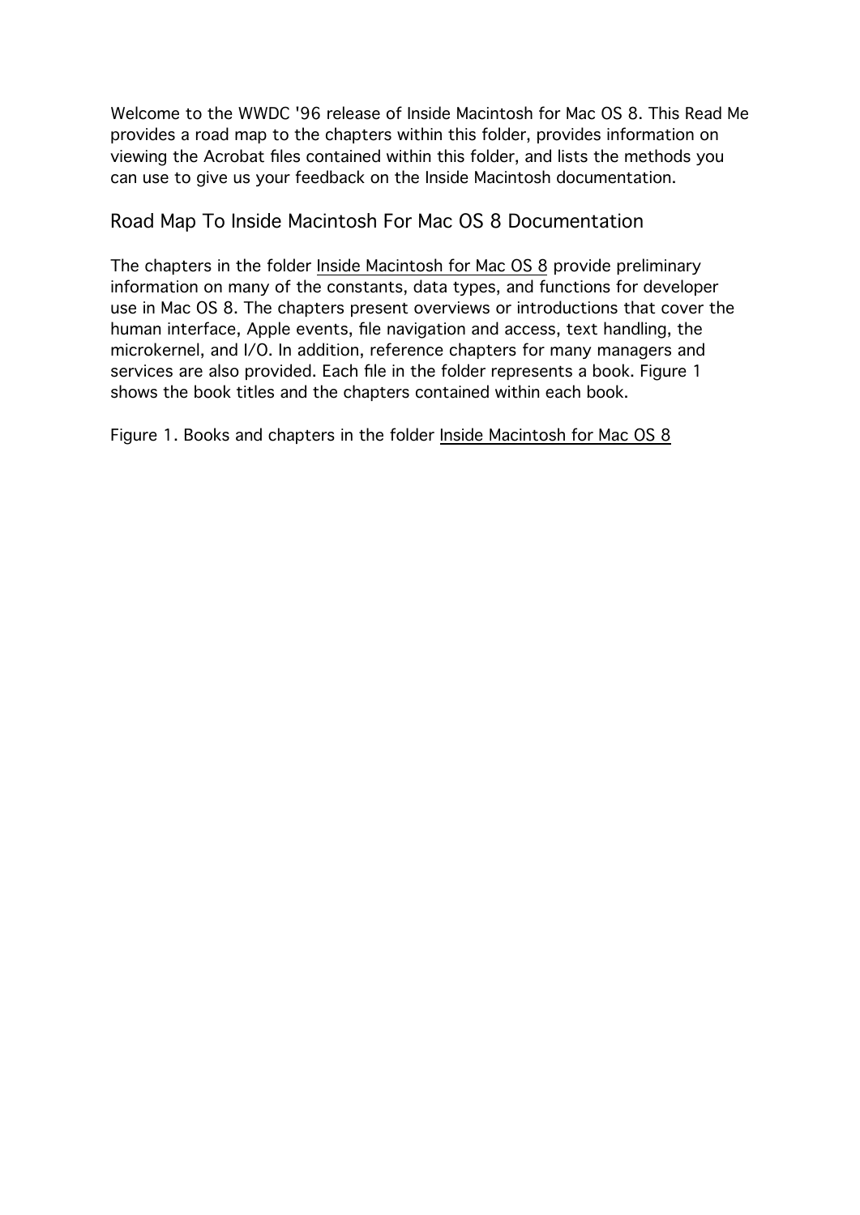Welcome to the WWDC '96 release of Inside Macintosh for Mac OS 8. This Read Me provides a road map to the chapters within this folder, provides information on viewing the Acrobat files contained within this folder, and lists the methods you can use to give us your feedback on the Inside Macintosh documentation.

## Road Map To Inside Macintosh For Mac OS 8 Documentation

The chapters in the folder Inside Macintosh for Mac OS 8 provide preliminary information on many of the constants, data types, and functions for developer use in Mac OS 8. The chapters present overviews or introductions that cover the human interface, Apple events, file navigation and access, text handling, the microkernel, and I/O. In addition, reference chapters for many managers and services are also provided. Each file in the folder represents a book. Figure 1 shows the book titles and the chapters contained within each book.

Figure 1. Books and chapters in the folder Inside Macintosh for Mac OS 8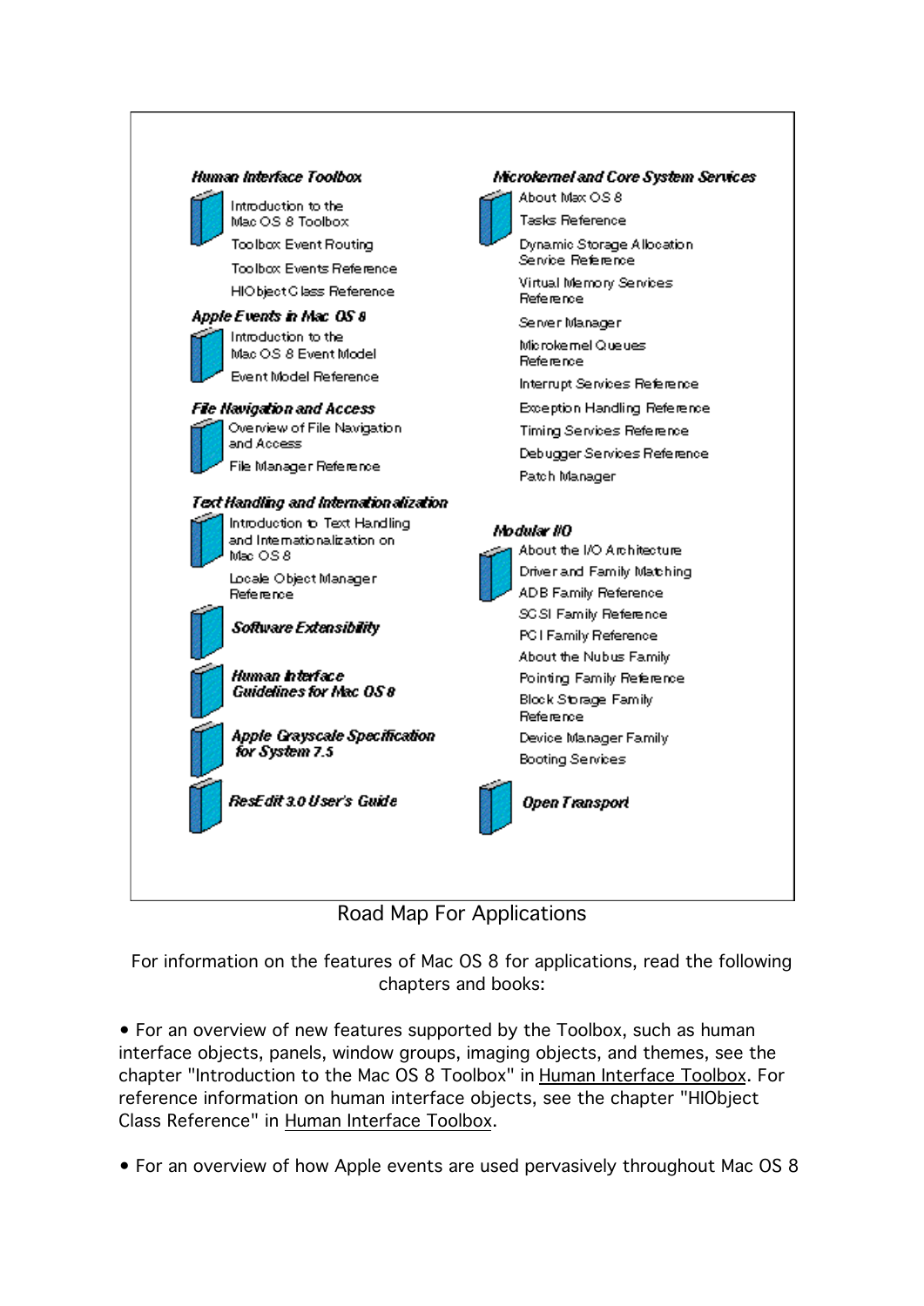**Human Interface Toolbox**

- Introduction to the Mac OS 8 Toolbox
- Toolbox Event Routing
- Toolbox Events Reference
- HIObject Class Reference

**Apple Events in Mac OS 8**

- Introduction to the Mac OS 8 Event Model
- Event Model Reference

**File Navigation and Access**

- Overview of File Navigation and Access
- File Manager Reference

**Text Handling and Internationalization**

- Introduction to Text Handling and Internationalization on Mac OS 8
- Locale Object Manager Reference

**Software Extensibility**

**Human Interface Guidelines for Mac OS 8**

**Apple Grayscale Specification for System 7.5**

**ResEdit 3.0 User's Guide**

**Microkernel and Core System Services**

- About Mac OS 8
- Tasks Reference
- Dynamic Storage Allocation Service Reference
- Virtual Memory Services Reference
- Server Manager
- Microkernel Queues Reference
- Interrupt Services Reference
- Exception Handling Reference
- Timing Services Reference
- Debugger Services Reference
- Patch Manager

**Modular I/O**

- About the I/O Architecture
- Driver and Family Matching
- ADB Family Reference
- SCSI Family Reference
- PCI Family Reference
- About the Nubus Family
- Pointing Family Reference
- Block Storage Family Reference
- Device Manager Family
- Booting Services

**Open Transport**

Road Map For Applications

For information on the features of Mac OS 8 for applications, read the following chapters and books:

- For an overview of new features supported by the Toolbox, such as human interface objects, panels, window groups, imaging objects, and themes, see the chapter "Introduction to the Mac OS 8 Toolbox" in Human Interface Toolbox. For reference information on human interface objects, see the chapter "HIObject Class Reference" in Human Interface Toolbox.
- For an overview of how Apple events are used pervasively throughout Mac OS 8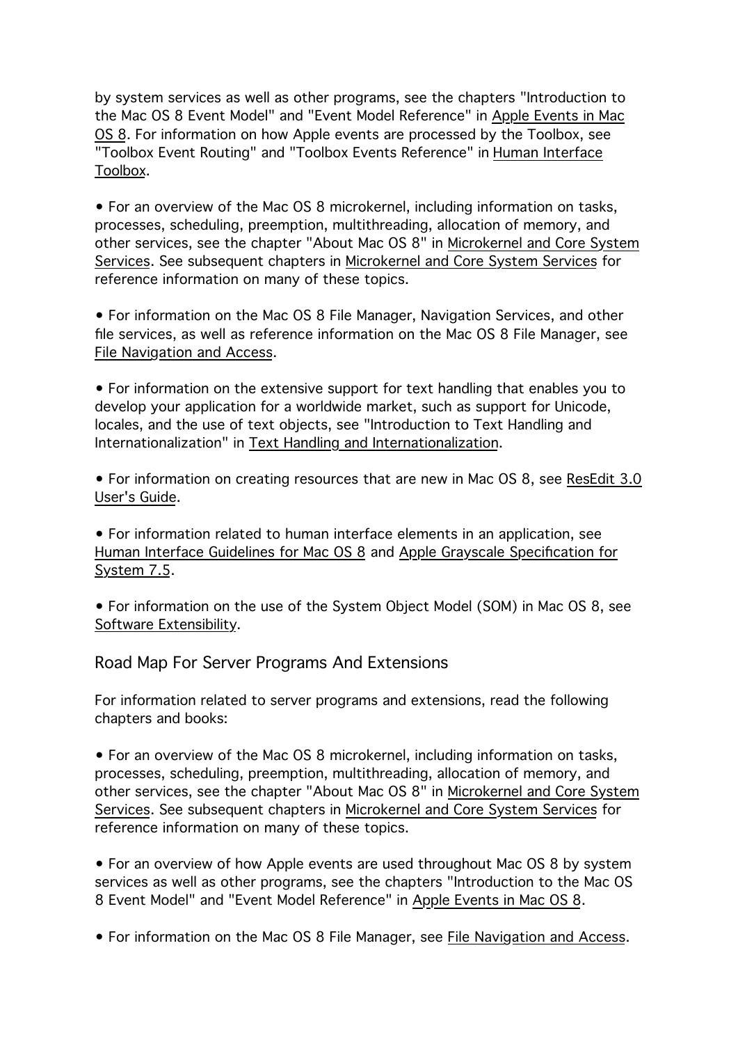by system services as well as other programs, see the chapters "Introduction to the Mac OS 8 Event Model" and "Event Model Reference" in Apple Events in Mac OS 8. For information on how Apple events are processed by the Toolbox, see "Toolbox Event Routing" and "Toolbox Events Reference" in Human Interface Toolbox.

• For an overview of the Mac OS 8 microkernel, including information on tasks, processes, scheduling, preemption, multithreading, allocation of memory, and other services, see the chapter "About Mac OS 8" in Microkernel and Core System Services. See subsequent chapters in Microkernel and Core System Services for reference information on many of these topics.

• For information on the Mac OS 8 File Manager, Navigation Services, and other file services, as well as reference information on the Mac OS 8 File Manager, see File Navigation and Access.

• For information on the extensive support for text handling that enables you to develop your application for a worldwide market, such as support for Unicode, locales, and the use of text objects, see "Introduction to Text Handling and Internationalization" in Text Handling and Internationalization.

• For information on creating resources that are new in Mac OS 8, see ResEdit 3.0 User's Guide.

• For information related to human interface elements in an application, see Human Interface Guidelines for Mac OS 8 and Apple Grayscale Specification for System 7.5.

• For information on the use of the System Object Model (SOM) in Mac OS 8, see Software Extensibility.

## Road Map For Server Programs And Extensions

For information related to server programs and extensions, read the following chapters and books:

• For an overview of the Mac OS 8 microkernel, including information on tasks, processes, scheduling, preemption, multithreading, allocation of memory, and other services, see the chapter "About Mac OS 8" in Microkernel and Core System Services. See subsequent chapters in Microkernel and Core System Services for reference information on many of these topics.

• For an overview of how Apple events are used throughout Mac OS 8 by system services as well as other programs, see the chapters "Introduction to the Mac OS 8 Event Model" and "Event Model Reference" in Apple Events in Mac OS 8.

• For information on the Mac OS 8 File Manager, see File Navigation and Access.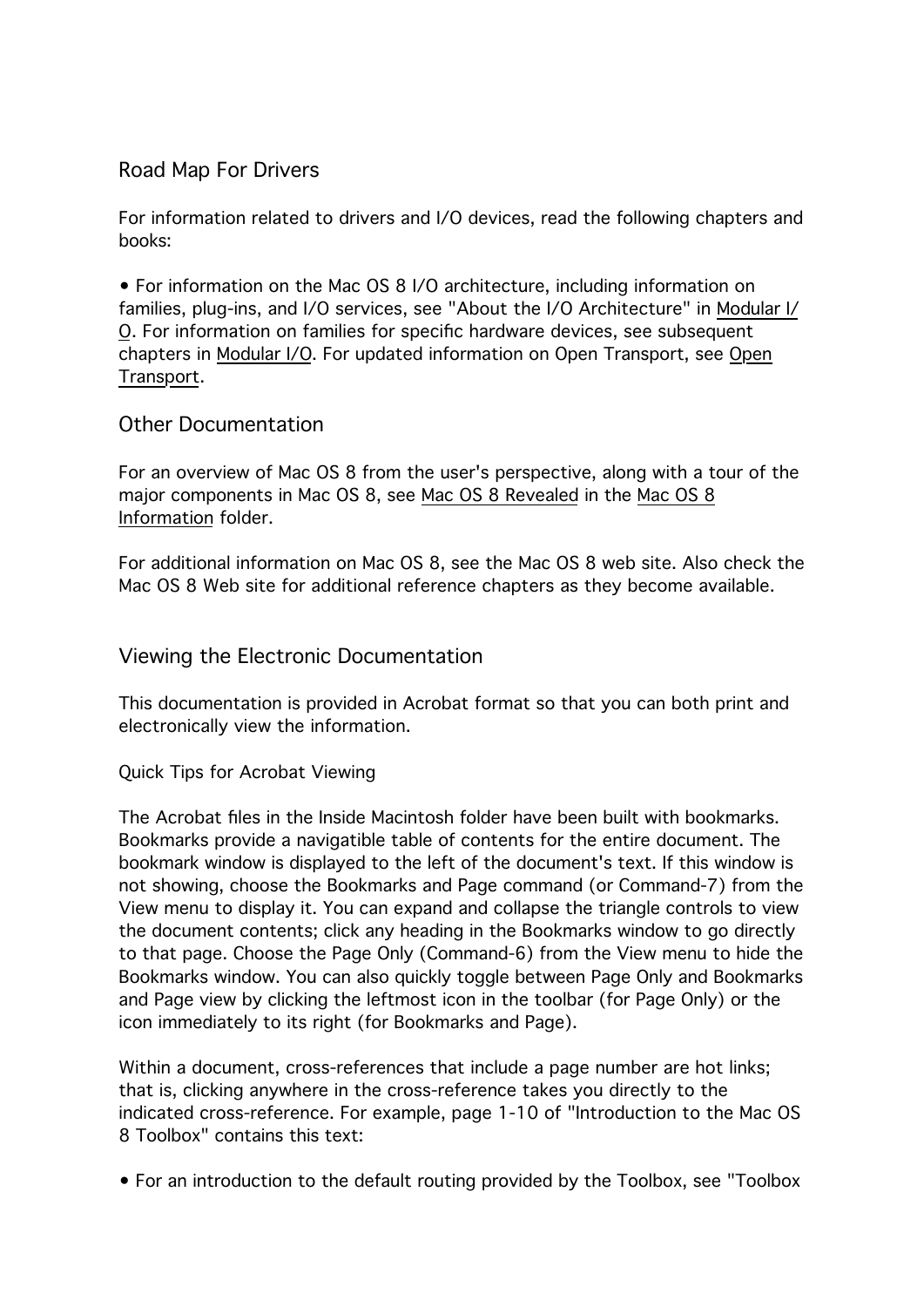## Road Map For Drivers

For information related to drivers and I/O devices, read the following chapters and books:

- For information on the Mac OS 8 I/O architecture, including information on families, plug-ins, and I/O services, see "About the I/O Architecture" in Modular I/O. For information on families for specific hardware devices, see subsequent chapters in Modular I/O. For updated information on Open Transport, see Open Transport.

## Other Documentation

For an overview of Mac OS 8 from the user's perspective, along with a tour of the major components in Mac OS 8, see Mac OS 8 Revealed in the Mac OS 8 Information folder.

For additional information on Mac OS 8, see the Mac OS 8 web site. Also check the Mac OS 8 Web site for additional reference chapters as they become available.

## Viewing the Electronic Documentation

This documentation is provided in Acrobat format so that you can both print and electronically view the information.

### Quick Tips for Acrobat Viewing

The Acrobat files in the Inside Macintosh folder have been built with bookmarks. Bookmarks provide a navigatible table of contents for the entire document. The bookmark window is displayed to the left of the document's text. If this window is not showing, choose the Bookmarks and Page command (or Command-7) from the View menu to display it. You can expand and collapse the triangle controls to view the document contents; click any heading in the Bookmarks window to go directly to that page. Choose the Page Only (Command-6) from the View menu to hide the Bookmarks window. You can also quickly toggle between Page Only and Bookmarks and Page view by clicking the leftmost icon in the toolbar (for Page Only) or the icon immediately to its right (for Bookmarks and Page).

Within a document, cross-references that include a page number are hot links; that is, clicking anywhere in the cross-reference takes you directly to the indicated cross-reference. For example, page 1-10 of "Introduction to the Mac OS 8 Toolbox" contains this text:

- For an introduction to the default routing provided by the Toolbox, see "Toolbox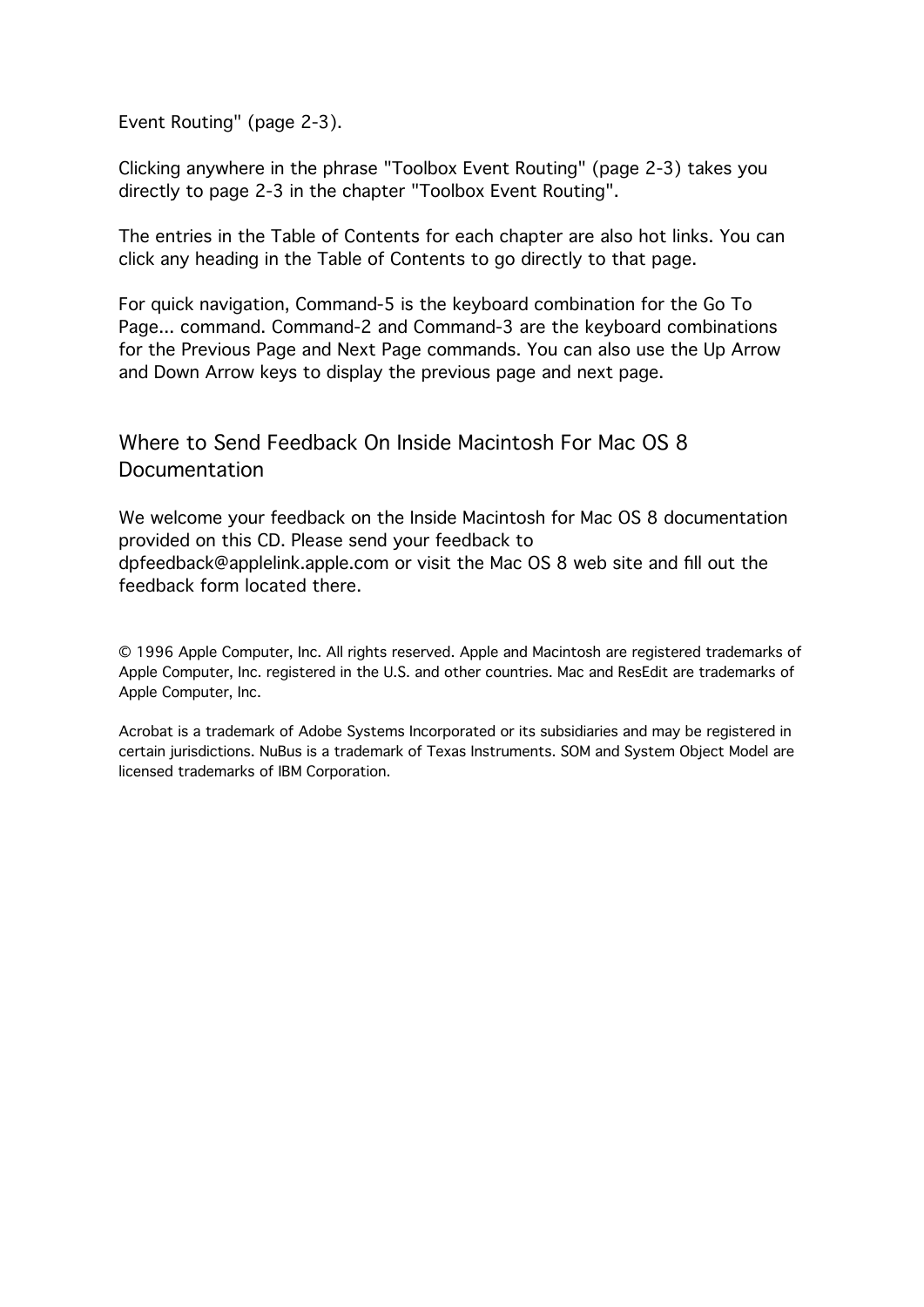Event Routing" (page 2-3).

Clicking anywhere in the phrase "Toolbox Event Routing" (page 2-3) takes you directly to page 2-3 in the chapter "Toolbox Event Routing".

The entries in the Table of Contents for each chapter are also hot links. You can click any heading in the Table of Contents to go directly to that page.

For quick navigation, Command-5 is the keyboard combination for the Go To Page... command. Command-2 and Command-3 are the keyboard combinations for the Previous Page and Next Page commands. You can also use the Up Arrow and Down Arrow keys to display the previous page and next page.

## Where to Send Feedback On Inside Macintosh For Mac OS 8 Documentation

We welcome your feedback on the Inside Macintosh for Mac OS 8 documentation provided on this CD. Please send your feedback to dpfeedback@applelink.apple.com or visit the Mac OS 8 web site and fill out the feedback form located there.

© 1996 Apple Computer, Inc. All rights reserved. Apple and Macintosh are registered trademarks of Apple Computer, Inc. registered in the U.S. and other countries. Mac and ResEdit are trademarks of Apple Computer, Inc.

Acrobat is a trademark of Adobe Systems Incorporated or its subsidiaries and may be registered in certain jurisdictions. NuBus is a trademark of Texas Instruments. SOM and System Object Model are licensed trademarks of IBM Corporation.